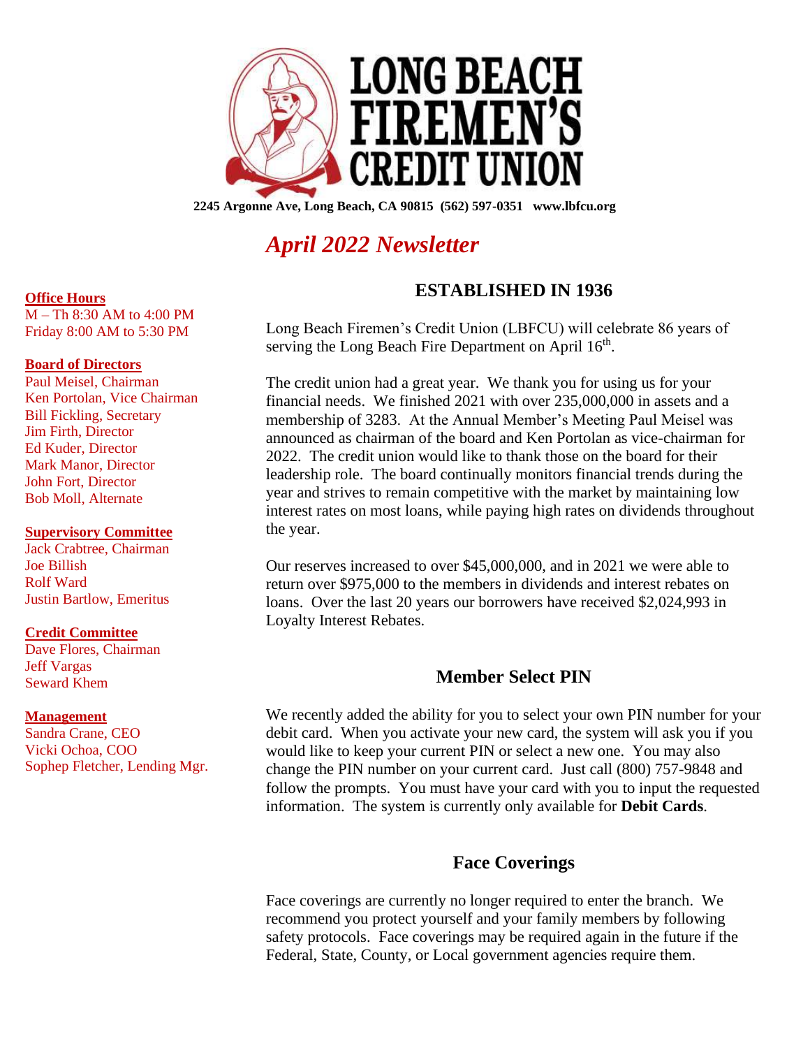# LONG BEACH FIREMEN'S CREDIT UNION

**2245 Argonne Ave, Long Beach, CA 90815 (562) 597-0351 www.lbfcu.org**

## *April 2022 Newsletter*

**Office Hours**
M – Th 8:30 AM to 4:00 PM
Friday 8:00 AM to 5:30 PM

**Board of Directors**
Paul Meisel, Chairman
Ken Portolan, Vice Chairman
Bill Fickling, Secretary
Jim Firth, Director
Ed Kuder, Director
Mark Manor, Director
John Fort, Director
Bob Moll, Alternate

**Supervisory Committee**
Jack Crabtree, Chairman
Joe Billish
Rolf Ward
Justin Bartlow, Emeritus

**Credit Committee**
Dave Flores, Chairman
Jeff Vargas
Seward Khem

**Management**
Sandra Crane, CEO
Vicki Ochoa, COO
Sophep Fletcher, Lending Mgr.

### ESTABLISHED IN 1936

Long Beach Firemen's Credit Union (LBFCU) will celebrate 86 years of serving the Long Beach Fire Department on April 16th.

The credit union had a great year. We thank you for using us for your financial needs. We finished 2021 with over 235,000,000 in assets and a membership of 3283. At the Annual Member's Meeting Paul Meisel was announced as chairman of the board and Ken Portolan as vice-chairman for 2022. The credit union would like to thank those on the board for their leadership role. The board continually monitors financial trends during the year and strives to remain competitive with the market by maintaining low interest rates on most loans, while paying high rates on dividends throughout the year.

Our reserves increased to over $45,000,000, and in 2021 we were able to return over $975,000 to the members in dividends and interest rebates on loans. Over the last 20 years our borrowers have received $2,024,993 in Loyalty Interest Rebates.

### Member Select PIN

We recently added the ability for you to select your own PIN number for your debit card. When you activate your new card, the system will ask you if you would like to keep your current PIN or select a new one. You may also change the PIN number on your current card. Just call (800) 757-9848 and follow the prompts. You must have your card with you to input the requested information. The system is currently only available for **Debit Cards**.

### Face Coverings

Face coverings are currently no longer required to enter the branch. We recommend you protect yourself and your family members by following safety protocols. Face coverings may be required again in the future if the Federal, State, County, or Local government agencies require them.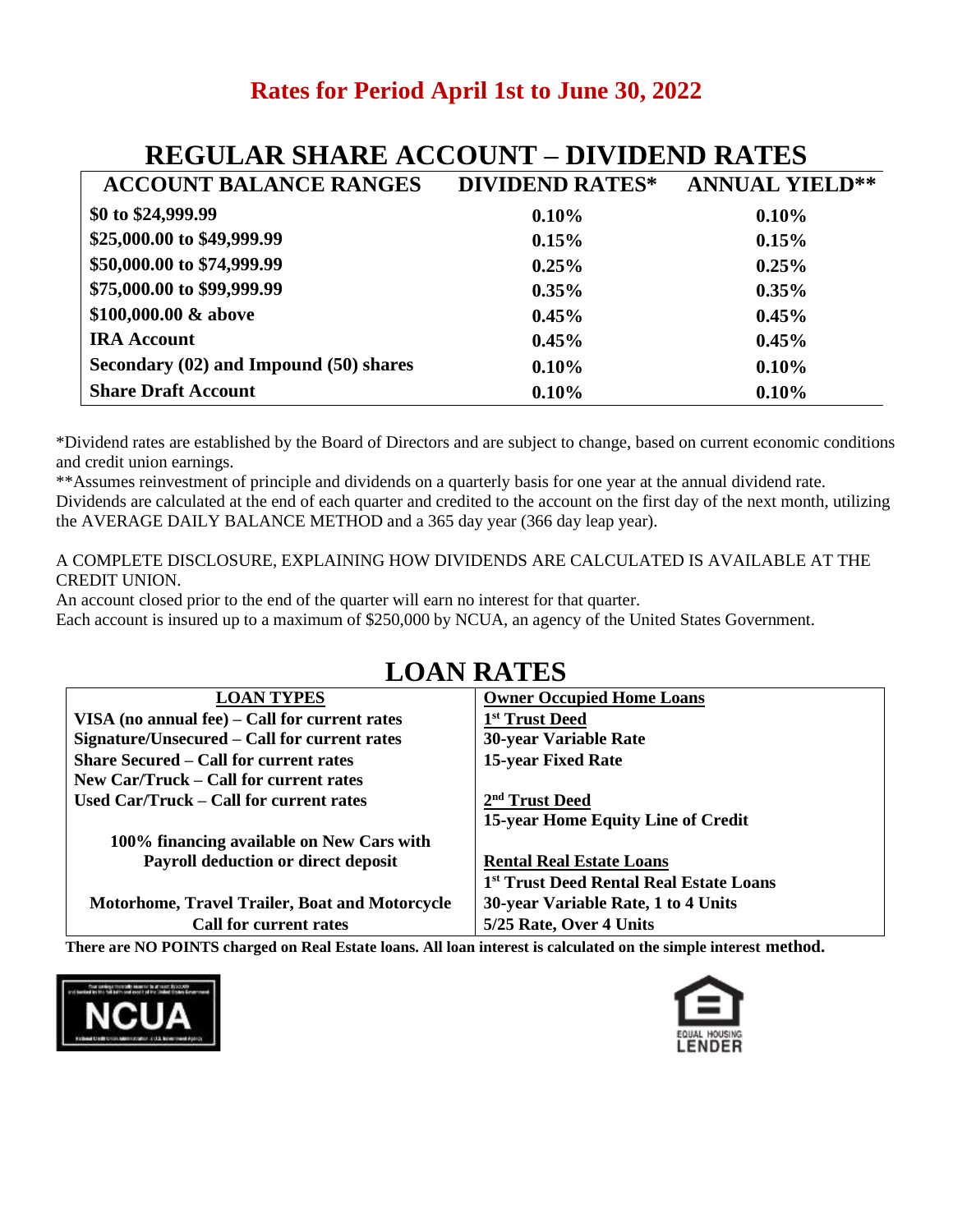## Rates for Period April 1st to June 30, 2022

## REGULAR SHARE ACCOUNT – DIVIDEND RATES

| ACCOUNT BALANCE RANGES | DIVIDEND RATES* | ANNUAL YIELD** |
|---|---|---|
| **$0 to $24,999.99** | **0.10%** | **0.10%** |
| **$25,000.00 to $49,999.99** | **0.15%** | **0.15%** |
| **$50,000.00 to $74,999.99** | **0.25%** | **0.25%** |
| **$75,000.00 to $99,999.99** | **0.35%** | **0.35%** |
| **$100,000.00 & above** | **0.45%** | **0.45%** |
| **IRA Account** | **0.45%** | **0.45%** |
| **Secondary (02) and Impound (50) shares** | **0.10%** | **0.10%** |
| **Share Draft Account** | **0.10%** | **0.10%** |

*Dividend rates are established by the Board of Directors and are subject to change, based on current economic conditions and credit union earnings.
**Assumes reinvestment of principle and dividends on a quarterly basis for one year at the annual dividend rate.
Dividends are calculated at the end of each quarter and credited to the account on the first day of the next month, utilizing the AVERAGE DAILY BALANCE METHOD and a 365 day year (366 day leap year).

A COMPLETE DISCLOSURE, EXPLAINING HOW DIVIDENDS ARE CALCULATED IS AVAILABLE AT THE CREDIT UNION.
An account closed prior to the end of the quarter will earn no interest for that quarter.
Each account is insured up to a maximum of $250,000 by NCUA, an agency of the United States Government.

## LOAN RATES

| **LOAN TYPES** | **Owner Occupied Home Loans** |
|---|---|
| **VISA (no annual fee) – Call for current rates** | **1st Trust Deed** |
| **Signature/Unsecured – Call for current rates** | **30-year Variable Rate** |
| **Share Secured – Call for current rates** | **15-year Fixed Rate** |
| **New Car/Truck – Call for current rates** | |
| **Used Car/Truck – Call for current rates** | **2nd Trust Deed** |
| | **15-year Home Equity Line of Credit** |
| **100% financing available on New Cars with** | |
| **Payroll deduction or direct deposit** | **Rental Real Estate Loans** |
| | **1st Trust Deed Rental Real Estate Loans** |
| **Motorhome, Travel Trailer, Boat and Motorcycle** | **30-year Variable Rate, 1 to 4 Units** |
| **Call for current rates** | **5/25 Rate, Over 4 Units** |

**There are NO POINTS charged on Real Estate loans. All loan interest is calculated on the simple interest method.**

NCUA

EQUAL HOUSING LENDER